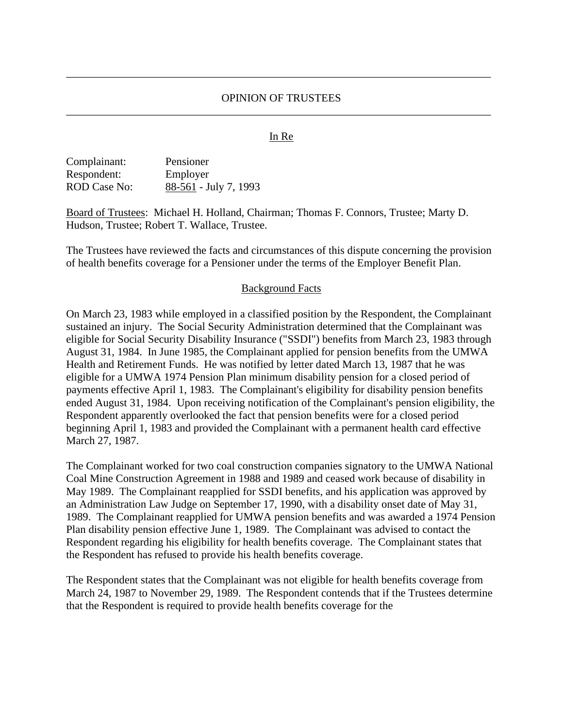# OPINION OF TRUSTEES

In Re

Complainant: Pensioner
Respondent: Employer
ROD Case No: 88-561 - July 7, 1993

Board of Trustees: Michael H. Holland, Chairman; Thomas F. Connors, Trustee; Marty D. Hudson, Trustee; Robert T. Wallace, Trustee.

The Trustees have reviewed the facts and circumstances of this dispute concerning the provision of health benefits coverage for a Pensioner under the terms of the Employer Benefit Plan.

## Background Facts

On March 23, 1983 while employed in a classified position by the Respondent, the Complainant sustained an injury. The Social Security Administration determined that the Complainant was eligible for Social Security Disability Insurance ("SSDI") benefits from March 23, 1983 through August 31, 1984. In June 1985, the Complainant applied for pension benefits from the UMWA Health and Retirement Funds. He was notified by letter dated March 13, 1987 that he was eligible for a UMWA 1974 Pension Plan minimum disability pension for a closed period of payments effective April 1, 1983. The Complainant's eligibility for disability pension benefits ended August 31, 1984. Upon receiving notification of the Complainant's pension eligibility, the Respondent apparently overlooked the fact that pension benefits were for a closed period beginning April 1, 1983 and provided the Complainant with a permanent health card effective March 27, 1987.

The Complainant worked for two coal construction companies signatory to the UMWA National Coal Mine Construction Agreement in 1988 and 1989 and ceased work because of disability in May 1989. The Complainant reapplied for SSDI benefits, and his application was approved by an Administration Law Judge on September 17, 1990, with a disability onset date of May 31, 1989. The Complainant reapplied for UMWA pension benefits and was awarded a 1974 Pension Plan disability pension effective June 1, 1989. The Complainant was advised to contact the Respondent regarding his eligibility for health benefits coverage. The Complainant states that the Respondent has refused to provide his health benefits coverage.

The Respondent states that the Complainant was not eligible for health benefits coverage from March 24, 1987 to November 29, 1989. The Respondent contends that if the Trustees determine that the Respondent is required to provide health benefits coverage for the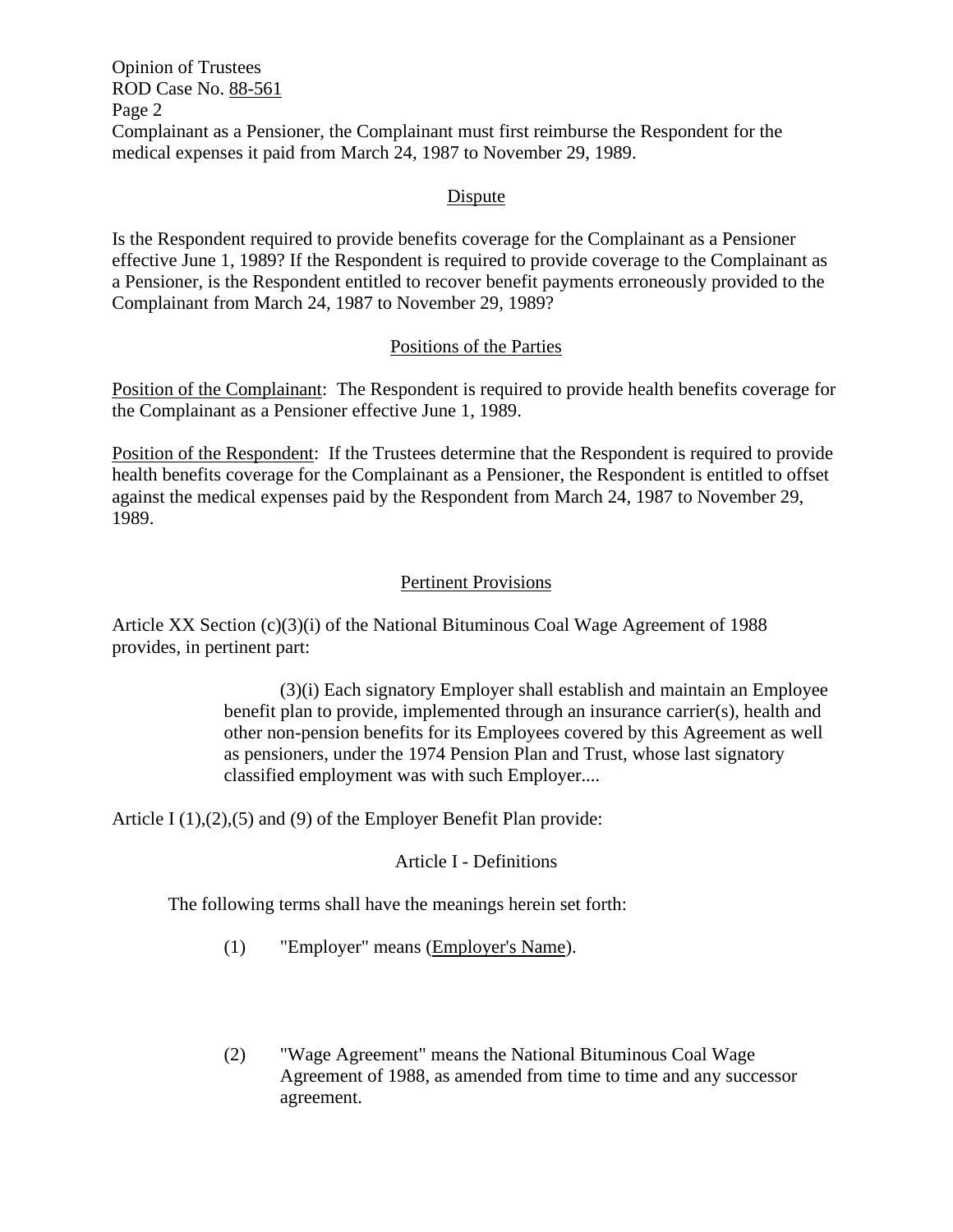Complainant as a Pensioner, the Complainant must first reimburse the Respondent for the medical expenses it paid from March 24, 1987 to November 29, 1989.

## Dispute

Is the Respondent required to provide benefits coverage for the Complainant as a Pensioner effective June 1, 1989? If the Respondent is required to provide coverage to the Complainant as a Pensioner, is the Respondent entitled to recover benefit payments erroneously provided to the Complainant from March 24, 1987 to November 29, 1989?

## Positions of the Parties

Position of the Complainant: The Respondent is required to provide health benefits coverage for the Complainant as a Pensioner effective June 1, 1989.

Position of the Respondent: If the Trustees determine that the Respondent is required to provide health benefits coverage for the Complainant as a Pensioner, the Respondent is entitled to offset against the medical expenses paid by the Respondent from March 24, 1987 to November 29, 1989.

## Pertinent Provisions

Article XX Section (c)(3)(i) of the National Bituminous Coal Wage Agreement of 1988 provides, in pertinent part:

> (3)(i) Each signatory Employer shall establish and maintain an Employee benefit plan to provide, implemented through an insurance carrier(s), health and other non-pension benefits for its Employees covered by this Agreement as well as pensioners, under the 1974 Pension Plan and Trust, whose last signatory classified employment was with such Employer....

Article I (1),(2),(5) and (9) of the Employer Benefit Plan provide:

Article I - Definitions

The following terms shall have the meanings herein set forth:

(1) "Employer" means (Employer's Name).

(2) "Wage Agreement" means the National Bituminous Coal Wage Agreement of 1988, as amended from time to time and any successor agreement.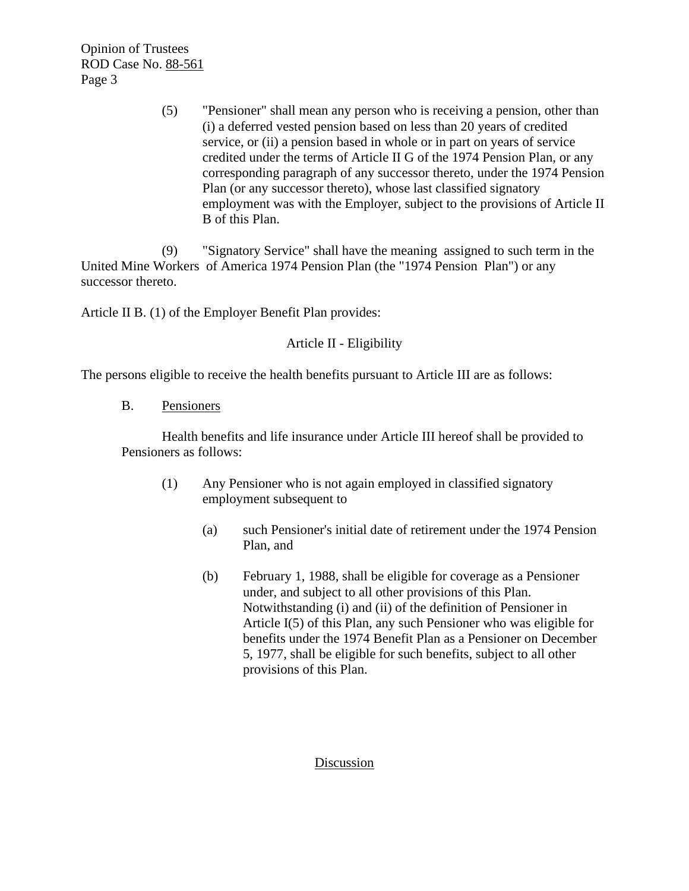(5) "Pensioner" shall mean any person who is receiving a pension, other than (i) a deferred vested pension based on less than 20 years of credited service, or (ii) a pension based in whole or in part on years of service credited under the terms of Article II G of the 1974 Pension Plan, or any corresponding paragraph of any successor thereto, under the 1974 Pension Plan (or any successor thereto), whose last classified signatory employment was with the Employer, subject to the provisions of Article II B of this Plan.

(9) "Signatory Service" shall have the meaning assigned to such term in the United Mine Workers of America 1974 Pension Plan (the "1974 Pension Plan") or any successor thereto.

Article II B. (1) of the Employer Benefit Plan provides:

Article II - Eligibility

The persons eligible to receive the health benefits pursuant to Article III are as follows:

B. Pensioners

Health benefits and life insurance under Article III hereof shall be provided to Pensioners as follows:

(1) Any Pensioner who is not again employed in classified signatory employment subsequent to

(a) such Pensioner's initial date of retirement under the 1974 Pension Plan, and

(b) February 1, 1988, shall be eligible for coverage as a Pensioner under, and subject to all other provisions of this Plan. Notwithstanding (i) and (ii) of the definition of Pensioner in Article I(5) of this Plan, any such Pensioner who was eligible for benefits under the 1974 Benefit Plan as a Pensioner on December 5, 1977, shall be eligible for such benefits, subject to all other provisions of this Plan.

## Discussion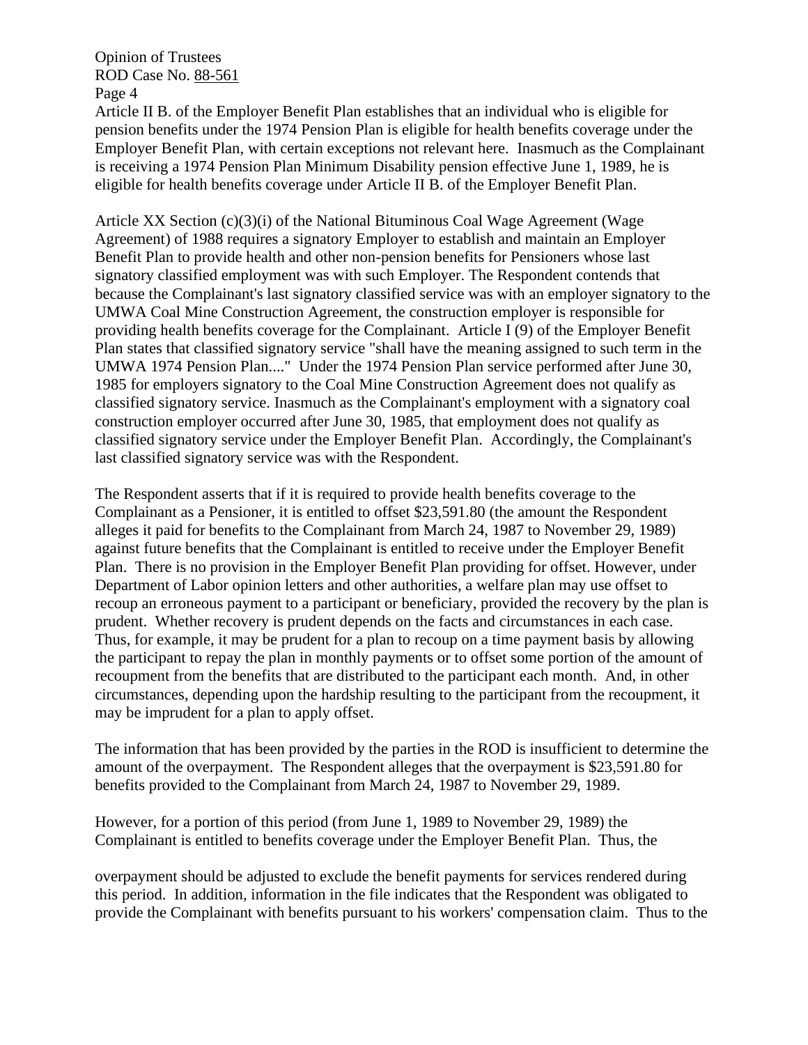Article II B. of the Employer Benefit Plan establishes that an individual who is eligible for pension benefits under the 1974 Pension Plan is eligible for health benefits coverage under the Employer Benefit Plan, with certain exceptions not relevant here. Inasmuch as the Complainant is receiving a 1974 Pension Plan Minimum Disability pension effective June 1, 1989, he is eligible for health benefits coverage under Article II B. of the Employer Benefit Plan.

Article XX Section (c)(3)(i) of the National Bituminous Coal Wage Agreement (Wage Agreement) of 1988 requires a signatory Employer to establish and maintain an Employer Benefit Plan to provide health and other non-pension benefits for Pensioners whose last signatory classified employment was with such Employer. The Respondent contends that because the Complainant's last signatory classified service was with an employer signatory to the UMWA Coal Mine Construction Agreement, the construction employer is responsible for providing health benefits coverage for the Complainant. Article I (9) of the Employer Benefit Plan states that classified signatory service "shall have the meaning assigned to such term in the UMWA 1974 Pension Plan...." Under the 1974 Pension Plan service performed after June 30, 1985 for employers signatory to the Coal Mine Construction Agreement does not qualify as classified signatory service. Inasmuch as the Complainant's employment with a signatory coal construction employer occurred after June 30, 1985, that employment does not qualify as classified signatory service under the Employer Benefit Plan. Accordingly, the Complainant's last classified signatory service was with the Respondent.

The Respondent asserts that if it is required to provide health benefits coverage to the Complainant as a Pensioner, it is entitled to offset $23,591.80 (the amount the Respondent alleges it paid for benefits to the Complainant from March 24, 1987 to November 29, 1989) against future benefits that the Complainant is entitled to receive under the Employer Benefit Plan. There is no provision in the Employer Benefit Plan providing for offset. However, under Department of Labor opinion letters and other authorities, a welfare plan may use offset to recoup an erroneous payment to a participant or beneficiary, provided the recovery by the plan is prudent. Whether recovery is prudent depends on the facts and circumstances in each case. Thus, for example, it may be prudent for a plan to recoup on a time payment basis by allowing the participant to repay the plan in monthly payments or to offset some portion of the amount of recoupment from the benefits that are distributed to the participant each month. And, in other circumstances, depending upon the hardship resulting to the participant from the recoupment, it may be imprudent for a plan to apply offset.

The information that has been provided by the parties in the ROD is insufficient to determine the amount of the overpayment. The Respondent alleges that the overpayment is $23,591.80 for benefits provided to the Complainant from March 24, 1987 to November 29, 1989.

However, for a portion of this period (from June 1, 1989 to November 29, 1989) the Complainant is entitled to benefits coverage under the Employer Benefit Plan. Thus, the overpayment should be adjusted to exclude the benefit payments for services rendered during this period. In addition, information in the file indicates that the Respondent was obligated to provide the Complainant with benefits pursuant to his workers' compensation claim. Thus to the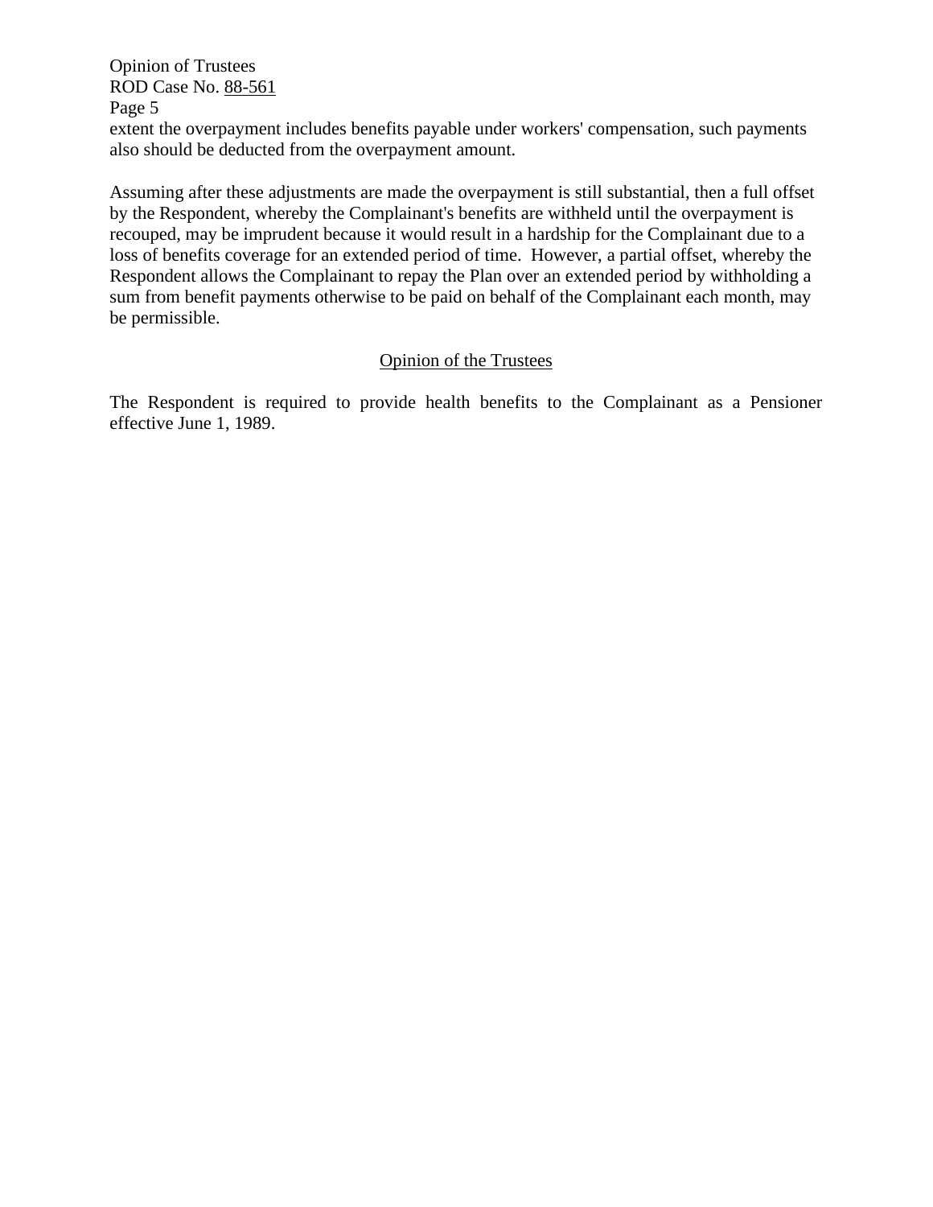extent the overpayment includes benefits payable under workers' compensation, such payments also should be deducted from the overpayment amount.

Assuming after these adjustments are made the overpayment is still substantial, then a full offset by the Respondent, whereby the Complainant's benefits are withheld until the overpayment is recouped, may be imprudent because it would result in a hardship for the Complainant due to a loss of benefits coverage for an extended period of time. However, a partial offset, whereby the Respondent allows the Complainant to repay the Plan over an extended period by withholding a sum from benefit payments otherwise to be paid on behalf of the Complainant each month, may be permissible.

## Opinion of the Trustees

The Respondent is required to provide health benefits to the Complainant as a Pensioner effective June 1, 1989.